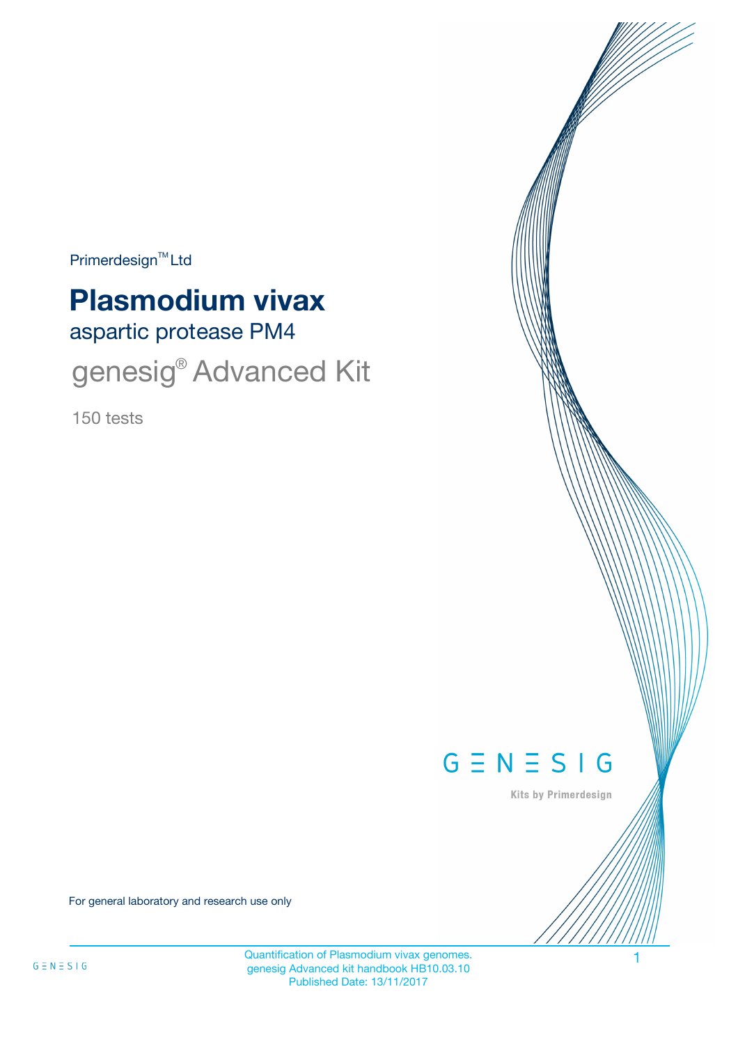Primerdesign™ Ltd

# Plasmodium vivax

## aspartic protease PM4

## genesig® Advanced Kit

150 tests

GENESIG

Kits by Primerdesign

For general laboratory and research use only

Quantification of Plasmodium vivax genomes.
genesig Advanced kit handbook HB10.03.10
Published Date: 13/11/2017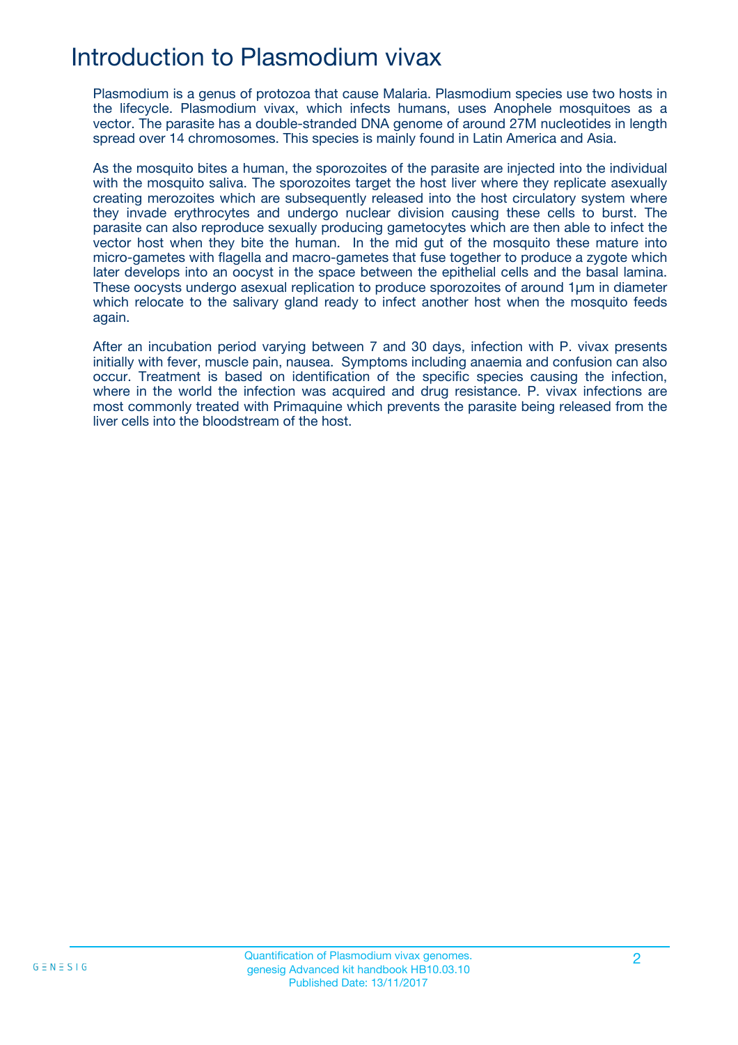# Introduction to Plasmodium vivax

Plasmodium is a genus of protozoa that cause Malaria. Plasmodium species use two hosts in the lifecycle. Plasmodium vivax, which infects humans, uses Anophele mosquitoes as a vector. The parasite has a double-stranded DNA genome of around 27M nucleotides in length spread over 14 chromosomes. This species is mainly found in Latin America and Asia.

As the mosquito bites a human, the sporozoites of the parasite are injected into the individual with the mosquito saliva. The sporozoites target the host liver where they replicate asexually creating merozoites which are subsequently released into the host circulatory system where they invade erythrocytes and undergo nuclear division causing these cells to burst. The parasite can also reproduce sexually producing gametocytes which are then able to infect the vector host when they bite the human. In the mid gut of the mosquito these mature into micro-gametes with flagella and macro-gametes that fuse together to produce a zygote which later develops into an oocyst in the space between the epithelial cells and the basal lamina. These oocysts undergo asexual replication to produce sporozoites of around 1µm in diameter which relocate to the salivary gland ready to infect another host when the mosquito feeds again.

After an incubation period varying between 7 and 30 days, infection with P. vivax presents initially with fever, muscle pain, nausea. Symptoms including anaemia and confusion can also occur. Treatment is based on identification of the specific species causing the infection, where in the world the infection was acquired and drug resistance. P. vivax infections are most commonly treated with Primaquine which prevents the parasite being released from the liver cells into the bloodstream of the host.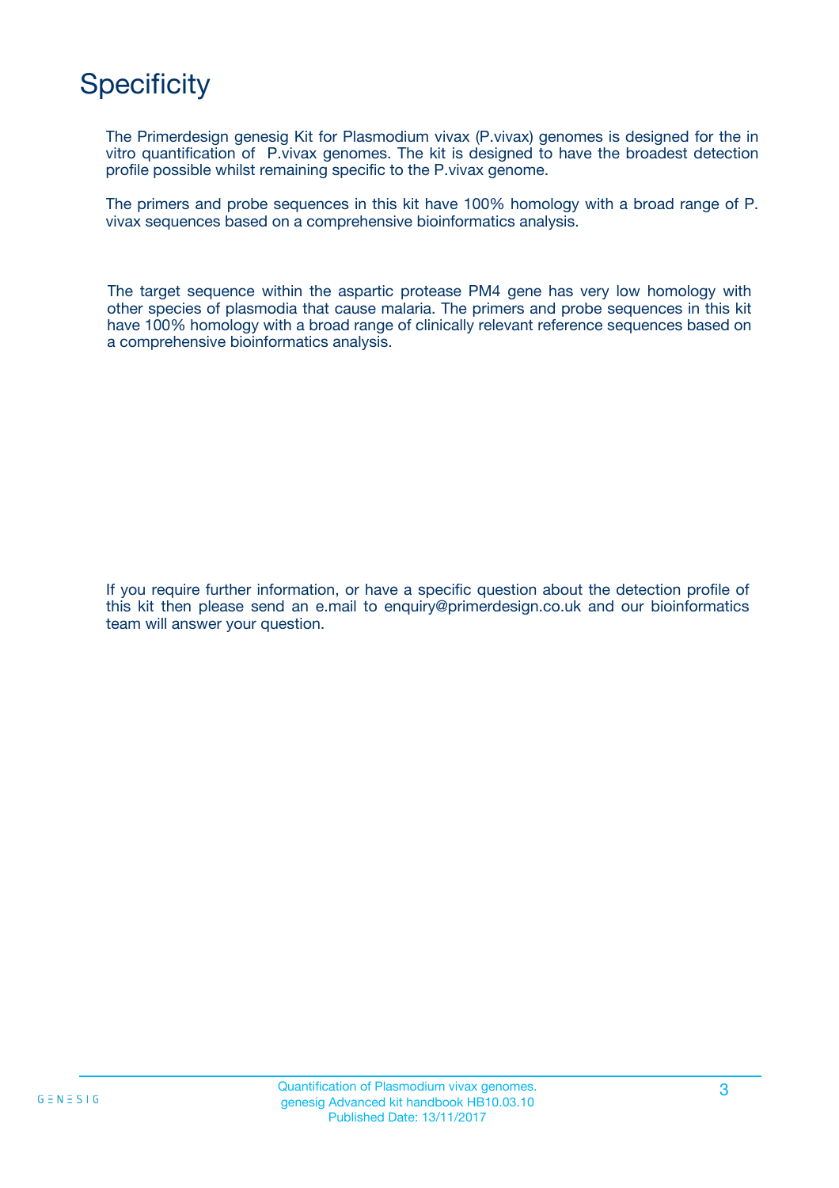# Specificity

The Primerdesign genesig Kit for Plasmodium vivax (P.vivax) genomes is designed for the in vitro quantification of P.vivax genomes. The kit is designed to have the broadest detection profile possible whilst remaining specific to the P.vivax genome.

The primers and probe sequences in this kit have 100% homology with a broad range of P. vivax sequences based on a comprehensive bioinformatics analysis.

The target sequence within the aspartic protease PM4 gene has very low homology with other species of plasmodia that cause malaria. The primers and probe sequences in this kit have 100% homology with a broad range of clinically relevant reference sequences based on a comprehensive bioinformatics analysis.

If you require further information, or have a specific question about the detection profile of this kit then please send an e.mail to enquiry@primerdesign.co.uk and our bioinformatics team will answer your question.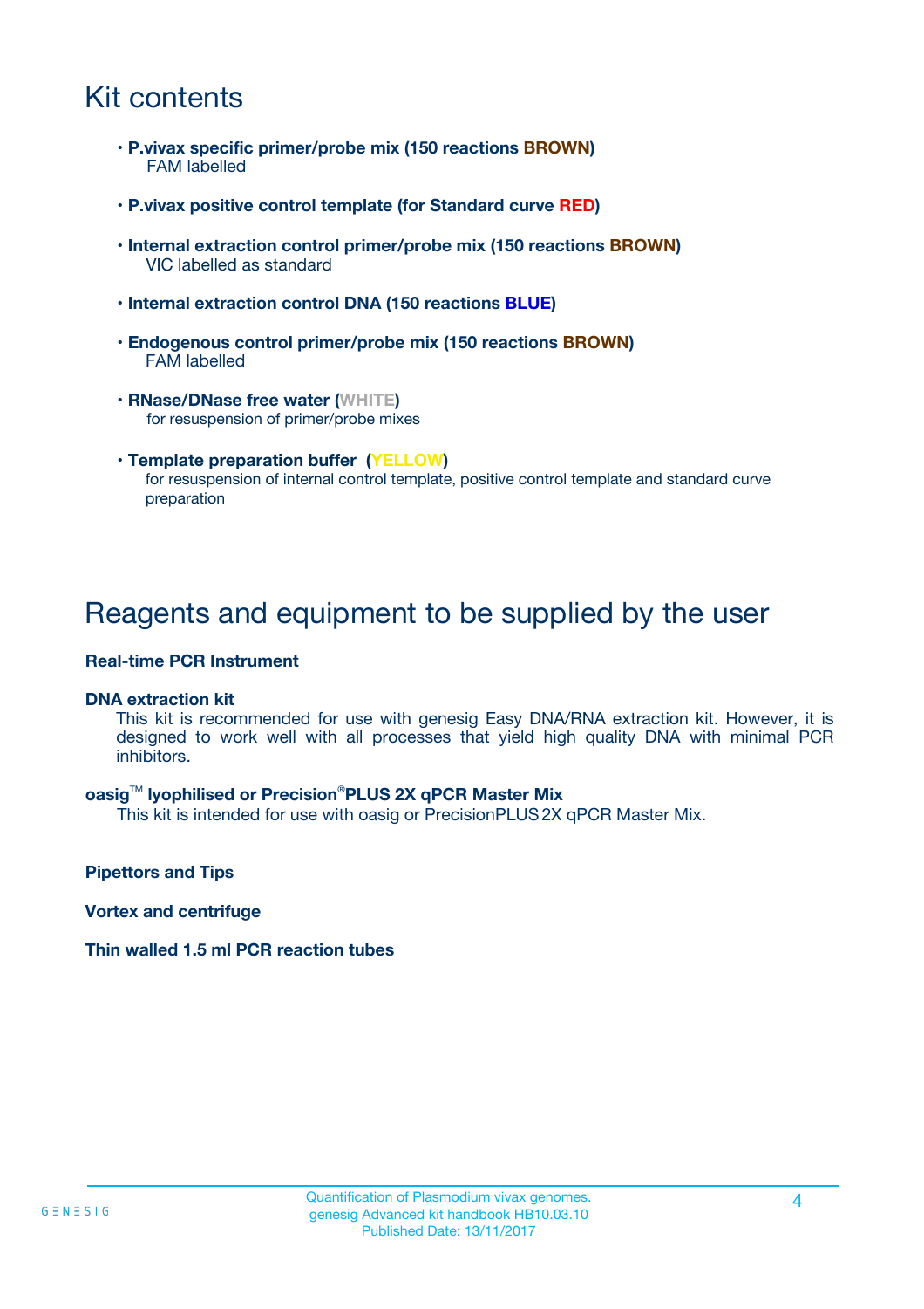# Kit contents

- **P.vivax specific primer/probe mix (150 reactions BROWN)**
  FAM labelled
- **P.vivax positive control template (for Standard curve RED)**
- **Internal extraction control primer/probe mix (150 reactions BROWN)**
  VIC labelled as standard
- **Internal extraction control DNA (150 reactions BLUE)**
- **Endogenous control primer/probe mix (150 reactions BROWN)**
  FAM labelled
- **RNase/DNase free water (WHITE)**
  for resuspension of primer/probe mixes
- **Template preparation buffer (YELLOW)**
  for resuspension of internal control template, positive control template and standard curve preparation

# Reagents and equipment to be supplied by the user

**Real-time PCR Instrument**

**DNA extraction kit**
This kit is recommended for use with genesig Easy DNA/RNA extraction kit. However, it is designed to work well with all processes that yield high quality DNA with minimal PCR inhibitors.

**oasig™ lyophilised or Precision®PLUS 2X qPCR Master Mix**
This kit is intended for use with oasig or PrecisionPLUS 2X qPCR Master Mix.

**Pipettors and Tips**

**Vortex and centrifuge**

**Thin walled 1.5 ml PCR reaction tubes**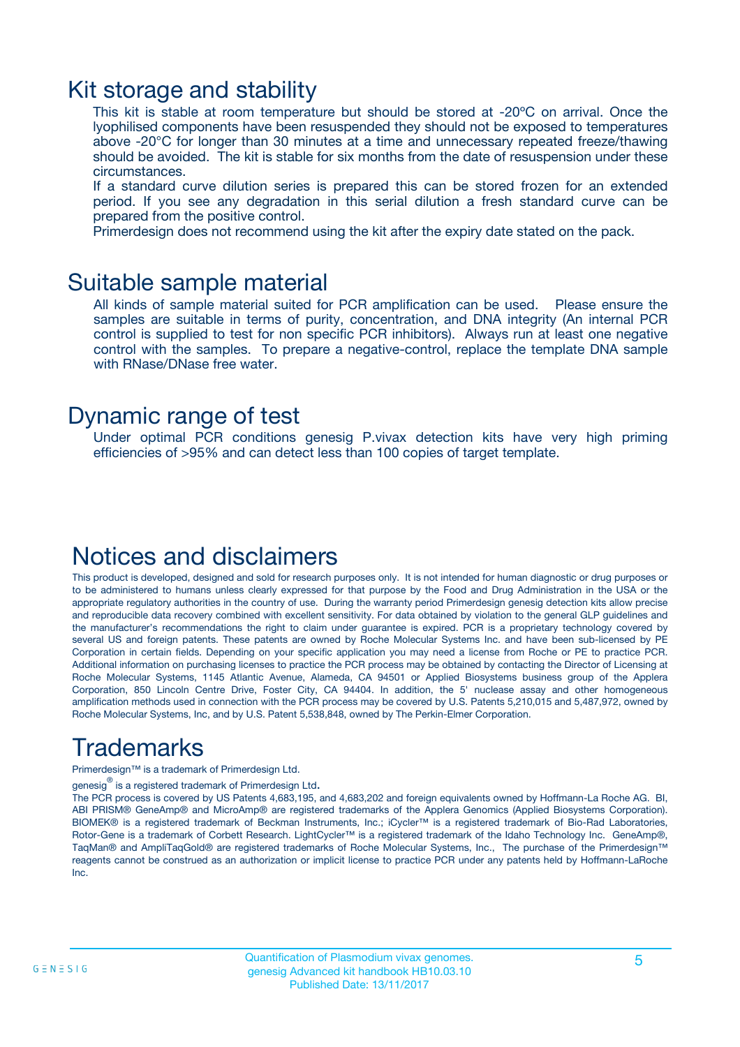# Kit storage and stability

This kit is stable at room temperature but should be stored at -20ºC on arrival. Once the lyophilised components have been resuspended they should not be exposed to temperatures above -20°C for longer than 30 minutes at a time and unnecessary repeated freeze/thawing should be avoided. The kit is stable for six months from the date of resuspension under these circumstances.

If a standard curve dilution series is prepared this can be stored frozen for an extended period. If you see any degradation in this serial dilution a fresh standard curve can be prepared from the positive control.

Primerdesign does not recommend using the kit after the expiry date stated on the pack.

# Suitable sample material

All kinds of sample material suited for PCR amplification can be used. Please ensure the samples are suitable in terms of purity, concentration, and DNA integrity (An internal PCR control is supplied to test for non specific PCR inhibitors). Always run at least one negative control with the samples. To prepare a negative-control, replace the template DNA sample with RNase/DNase free water.

# Dynamic range of test

Under optimal PCR conditions genesig P.vivax detection kits have very high priming efficiencies of >95% and can detect less than 100 copies of target template.

# Notices and disclaimers

This product is developed, designed and sold for research purposes only. It is not intended for human diagnostic or drug purposes or to be administered to humans unless clearly expressed for that purpose by the Food and Drug Administration in the USA or the appropriate regulatory authorities in the country of use. During the warranty period Primerdesign genesig detection kits allow precise and reproducible data recovery combined with excellent sensitivity. For data obtained by violation to the general GLP guidelines and the manufacturer's recommendations the right to claim under guarantee is expired. PCR is a proprietary technology covered by several US and foreign patents. These patents are owned by Roche Molecular Systems Inc. and have been sub-licensed by PE Corporation in certain fields. Depending on your specific application you may need a license from Roche or PE to practice PCR. Additional information on purchasing licenses to practice the PCR process may be obtained by contacting the Director of Licensing at Roche Molecular Systems, 1145 Atlantic Avenue, Alameda, CA 94501 or Applied Biosystems business group of the Applera Corporation, 850 Lincoln Centre Drive, Foster City, CA 94404. In addition, the 5' nuclease assay and other homogeneous amplification methods used in connection with the PCR process may be covered by U.S. Patents 5,210,015 and 5,487,972, owned by Roche Molecular Systems, Inc, and by U.S. Patent 5,538,848, owned by The Perkin-Elmer Corporation.

# Trademarks

Primerdesign™ is a trademark of Primerdesign Ltd.

genesig® is a registered trademark of Primerdesign Ltd.

The PCR process is covered by US Patents 4,683,195, and 4,683,202 and foreign equivalents owned by Hoffmann-La Roche AG. BI, ABI PRISM® GeneAmp® and MicroAmp® are registered trademarks of the Applera Genomics (Applied Biosystems Corporation). BIOMEK® is a registered trademark of Beckman Instruments, Inc.; iCycler™ is a registered trademark of Bio-Rad Laboratories, Rotor-Gene is a trademark of Corbett Research. LightCycler™ is a registered trademark of the Idaho Technology Inc. GeneAmp®, TaqMan® and AmpliTaqGold® are registered trademarks of Roche Molecular Systems, Inc., The purchase of the Primerdesign™ reagents cannot be construed as an authorization or implicit license to practice PCR under any patents held by Hoffmann-LaRoche Inc.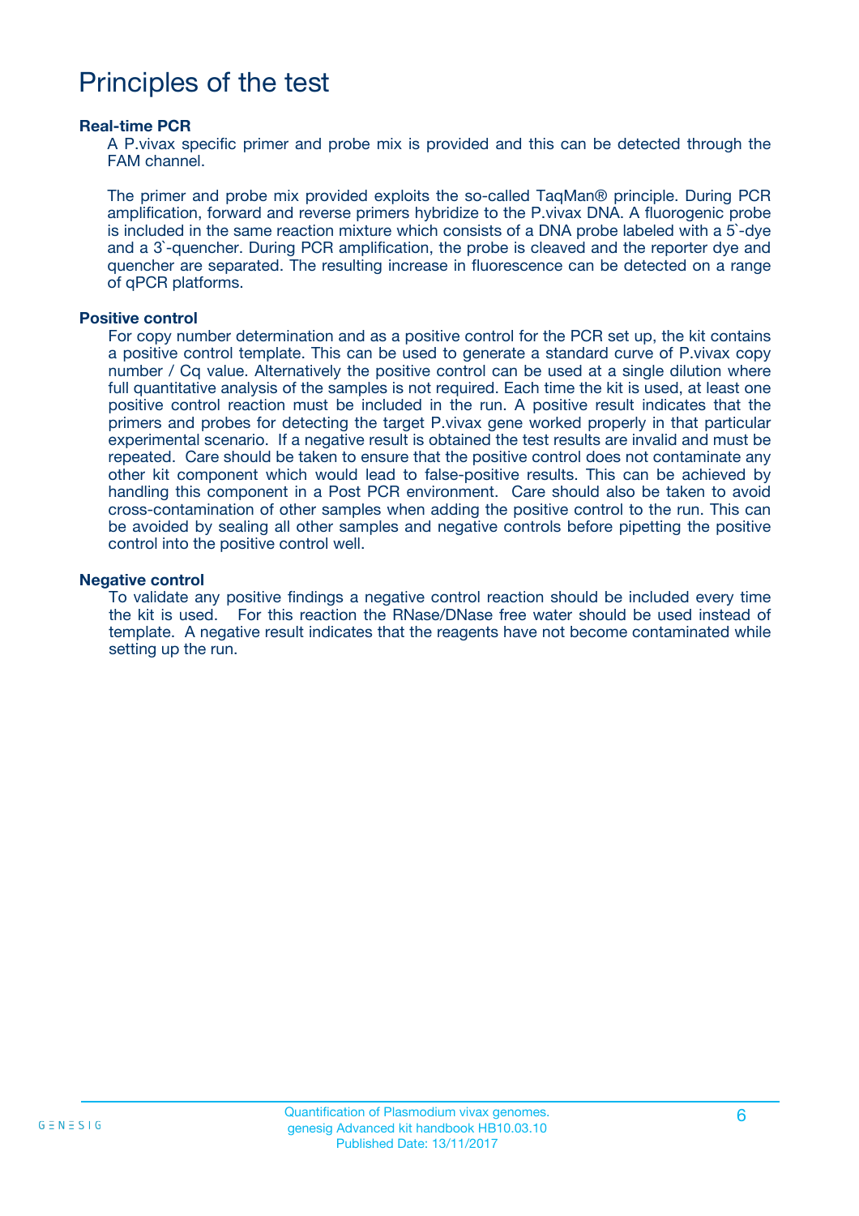# Principles of the test

### Real-time PCR

A P.vivax specific primer and probe mix is provided and this can be detected through the FAM channel.

The primer and probe mix provided exploits the so-called TaqMan® principle. During PCR amplification, forward and reverse primers hybridize to the P.vivax DNA. A fluorogenic probe is included in the same reaction mixture which consists of a DNA probe labeled with a 5`-dye and a 3`-quencher. During PCR amplification, the probe is cleaved and the reporter dye and quencher are separated. The resulting increase in fluorescence can be detected on a range of qPCR platforms.

### Positive control

For copy number determination and as a positive control for the PCR set up, the kit contains a positive control template. This can be used to generate a standard curve of P.vivax copy number / Cq value. Alternatively the positive control can be used at a single dilution where full quantitative analysis of the samples is not required. Each time the kit is used, at least one positive control reaction must be included in the run. A positive result indicates that the primers and probes for detecting the target P.vivax gene worked properly in that particular experimental scenario. If a negative result is obtained the test results are invalid and must be repeated. Care should be taken to ensure that the positive control does not contaminate any other kit component which would lead to false-positive results. This can be achieved by handling this component in a Post PCR environment. Care should also be taken to avoid cross-contamination of other samples when adding the positive control to the run. This can be avoided by sealing all other samples and negative controls before pipetting the positive control into the positive control well.

### Negative control

To validate any positive findings a negative control reaction should be included every time the kit is used. For this reaction the RNase/DNase free water should be used instead of template. A negative result indicates that the reagents have not become contaminated while setting up the run.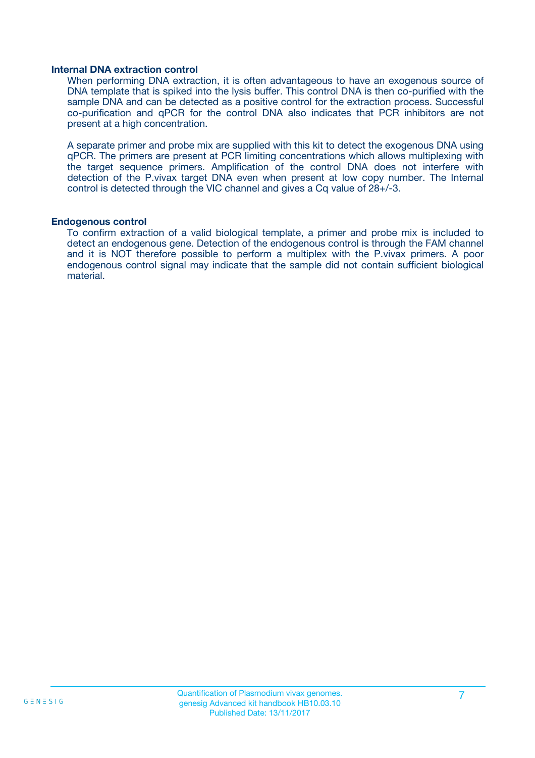### Internal DNA extraction control

When performing DNA extraction, it is often advantageous to have an exogenous source of DNA template that is spiked into the lysis buffer. This control DNA is then co-purified with the sample DNA and can be detected as a positive control for the extraction process. Successful co-purification and qPCR for the control DNA also indicates that PCR inhibitors are not present at a high concentration.

A separate primer and probe mix are supplied with this kit to detect the exogenous DNA using qPCR. The primers are present at PCR limiting concentrations which allows multiplexing with the target sequence primers. Amplification of the control DNA does not interfere with detection of the P.vivax target DNA even when present at low copy number. The Internal control is detected through the VIC channel and gives a Cq value of 28+/-3.

### Endogenous control

To confirm extraction of a valid biological template, a primer and probe mix is included to detect an endogenous gene. Detection of the endogenous control is through the FAM channel and it is NOT therefore possible to perform a multiplex with the P.vivax primers. A poor endogenous control signal may indicate that the sample did not contain sufficient biological material.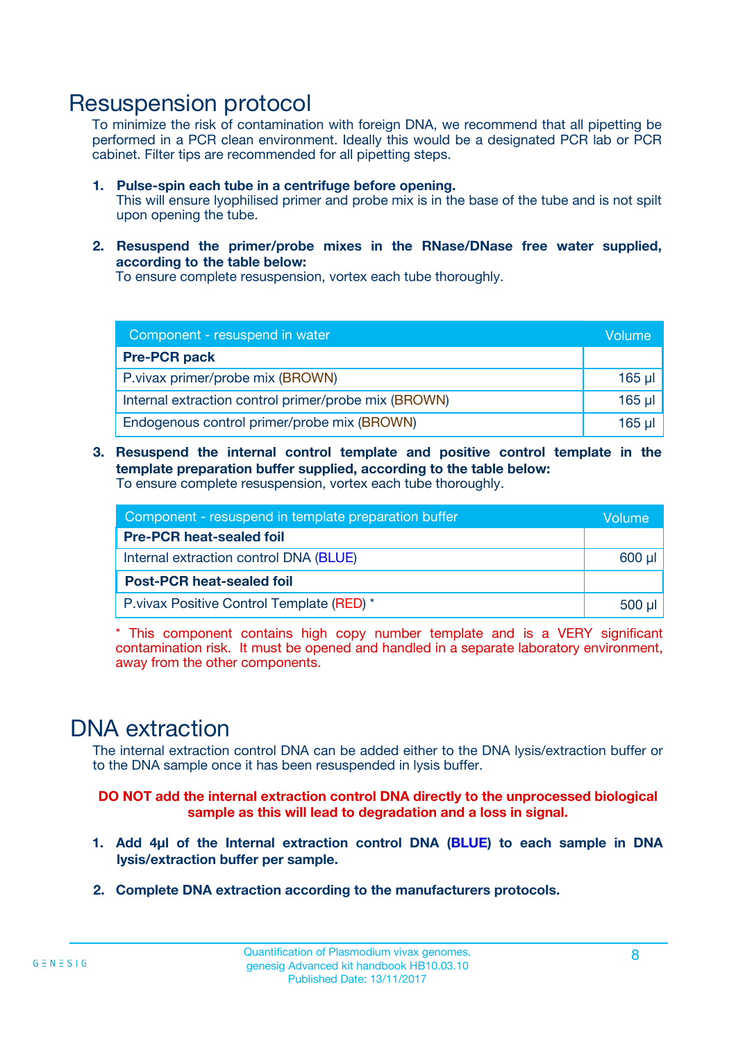# Resuspension protocol

To minimize the risk of contamination with foreign DNA, we recommend that all pipetting be performed in a PCR clean environment. Ideally this would be a designated PCR lab or PCR cabinet. Filter tips are recommended for all pipetting steps.

1. **Pulse-spin each tube in a centrifuge before opening.**
   This will ensure lyophilised primer and probe mix is in the base of the tube and is not spilt upon opening the tube.

2. **Resuspend the primer/probe mixes in the RNase/DNase free water supplied, according to the table below:**
   To ensure complete resuspension, vortex each tube thoroughly.

| Component - resuspend in water | Volume |
|---|---|
| **Pre-PCR pack** | |
| P.vivax primer/probe mix (BROWN) | 165 µl |
| Internal extraction control primer/probe mix (BROWN) | 165 µl |
| Endogenous control primer/probe mix (BROWN) | 165 µl |

3. **Resuspend the internal control template and positive control template in the template preparation buffer supplied, according to the table below:**
   To ensure complete resuspension, vortex each tube thoroughly.

| Component - resuspend in template preparation buffer | Volume |
|---|---|
| **Pre-PCR heat-sealed foil** | |
| Internal extraction control DNA (BLUE) | 600 µl |
| **Post-PCR heat-sealed foil** | |
| P.vivax Positive Control Template (RED) * | 500 µl |

* This component contains high copy number template and is a VERY significant contamination risk. It must be opened and handled in a separate laboratory environment, away from the other components.

# DNA extraction

The internal extraction control DNA can be added either to the DNA lysis/extraction buffer or to the DNA sample once it has been resuspended in lysis buffer.

**DO NOT add the internal extraction control DNA directly to the unprocessed biological sample as this will lead to degradation and a loss in signal.**

1. **Add 4µl of the Internal extraction control DNA (BLUE) to each sample in DNA lysis/extraction buffer per sample.**

2. **Complete DNA extraction according to the manufacturers protocols.**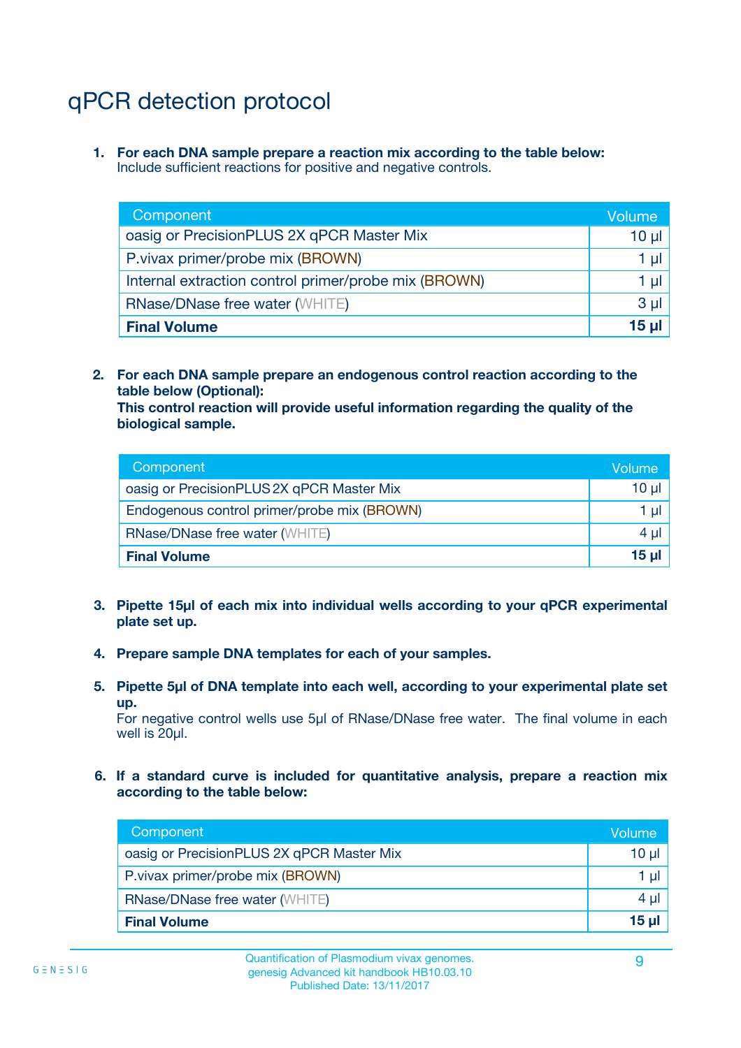# qPCR detection protocol

1. **For each DNA sample prepare a reaction mix according to the table below:**
   Include sufficient reactions for positive and negative controls.

| Component | Volume |
|---|---|
| oasig or PrecisionPLUS 2X qPCR Master Mix | 10 µl |
| P.vivax primer/probe mix (BROWN) | 1 µl |
| Internal extraction control primer/probe mix (BROWN) | 1 µl |
| RNase/DNase free water (WHITE) | 3 µl |
| **Final Volume** | **15 µl** |

2. **For each DNA sample prepare an endogenous control reaction according to the table below (Optional):**
   **This control reaction will provide useful information regarding the quality of the biological sample.**

| Component | Volume |
|---|---|
| oasig or PrecisionPLUS 2X qPCR Master Mix | 10 µl |
| Endogenous control primer/probe mix (BROWN) | 1 µl |
| RNase/DNase free water (WHITE) | 4 µl |
| **Final Volume** | **15 µl** |

3. **Pipette 15µl of each mix into individual wells according to your qPCR experimental plate set up.**

4. **Prepare sample DNA templates for each of your samples.**

5. **Pipette 5µl of DNA template into each well, according to your experimental plate set up.**
   For negative control wells use 5µl of RNase/DNase free water. The final volume in each well is 20µl.

6. **If a standard curve is included for quantitative analysis, prepare a reaction mix according to the table below:**

| Component | Volume |
|---|---|
| oasig or PrecisionPLUS 2X qPCR Master Mix | 10 µl |
| P.vivax primer/probe mix (BROWN) | 1 µl |
| RNase/DNase free water (WHITE) | 4 µl |
| **Final Volume** | **15 µl** |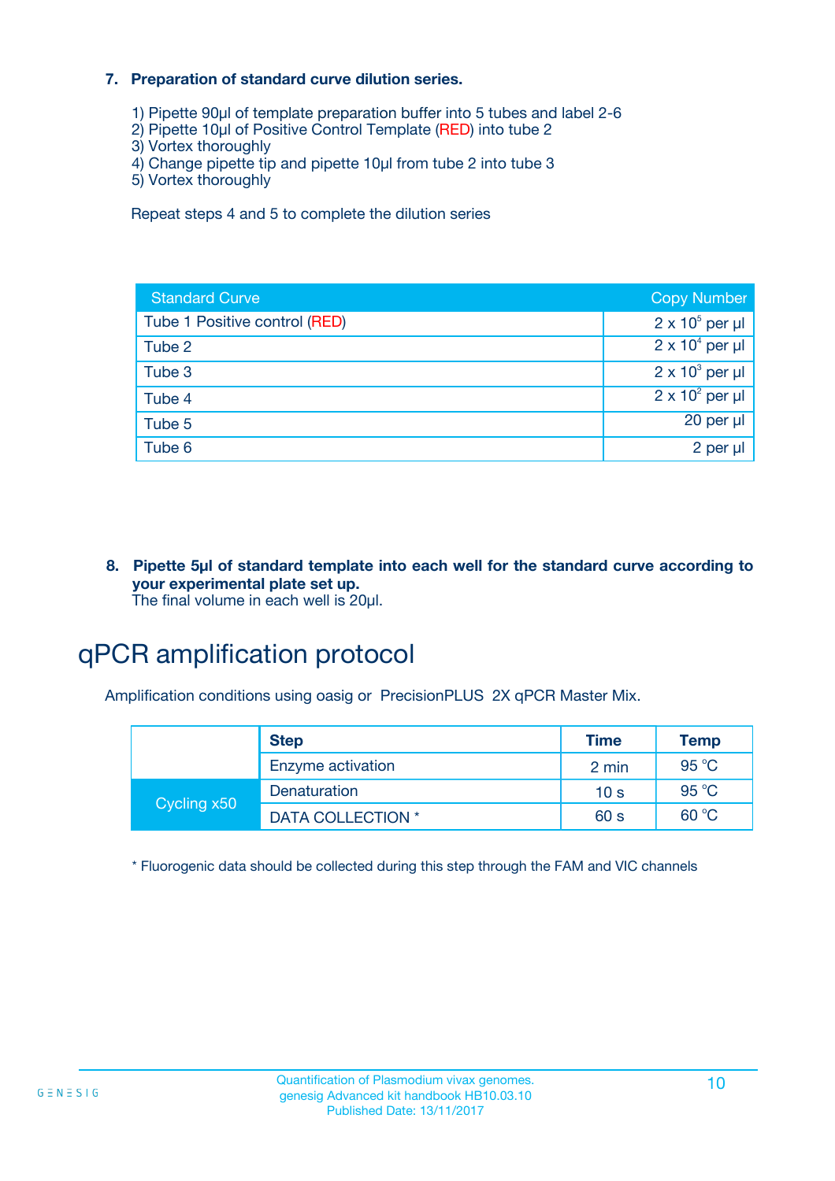**7. Preparation of standard curve dilution series.**

1) Pipette 90µl of template preparation buffer into 5 tubes and label 2-6
2) Pipette 10µl of Positive Control Template (RED) into tube 2
3) Vortex thoroughly
4) Change pipette tip and pipette 10µl from tube 2 into tube 3
5) Vortex thoroughly

Repeat steps 4 and 5 to complete the dilution series

| Standard Curve | Copy Number |
|---|---|
| Tube 1 Positive control (RED) | $2 \times 10^5$ per µl |
| Tube 2 | $2 \times 10^4$ per µl |
| Tube 3 | $2 \times 10^3$ per µl |
| Tube 4 | $2 \times 10^2$ per µl |
| Tube 5 | 20 per µl |
| Tube 6 | 2 per µl |

**8. Pipette 5µl of standard template into each well for the standard curve according to your experimental plate set up.**
The final volume in each well is 20µl.

# qPCR amplification protocol

Amplification conditions using oasig or PrecisionPLUS 2X qPCR Master Mix.

| | Step | Time | Temp |
|---|---|---|---|
| | Enzyme activation | 2 min | 95 °C |
| Cycling x50 | Denaturation | 10 s | 95 °C |
| | DATA COLLECTION * | 60 s | 60 °C |

* Fluorogenic data should be collected during this step through the FAM and VIC channels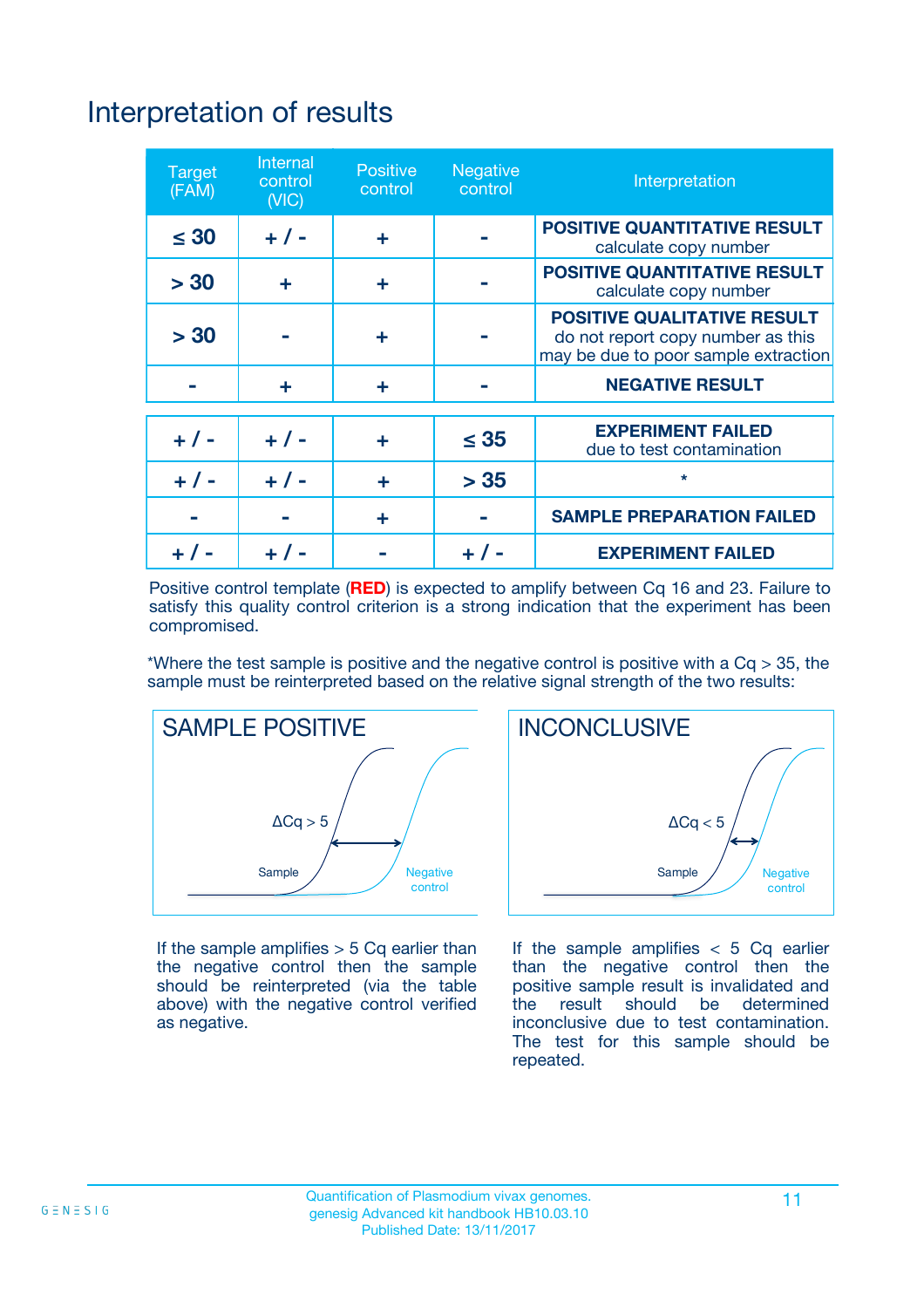# Interpretation of results

| Target (FAM) | Internal control (VIC) | Positive control | Negative control | Interpretation |
|---|---|---|---|---|
| ≤ 30 | + / - | + | - | **POSITIVE QUANTITATIVE RESULT** calculate copy number |
| > 30 | + | + | - | **POSITIVE QUANTITATIVE RESULT** calculate copy number |
| > 30 | - | + | - | **POSITIVE QUALITATIVE RESULT** do not report copy number as this may be due to poor sample extraction |
| - | + | + | - | **NEGATIVE RESULT** |
| + / - | + / - | + | ≤ 35 | **EXPERIMENT FAILED** due to test contamination |
| + / - | + / - | + | > 35 | * |
| - | - | + | - | **SAMPLE PREPARATION FAILED** |
| + / - | + / - | - | + / - | **EXPERIMENT FAILED** |

Positive control template (**RED**) is expected to amplify between Cq 16 and 23. Failure to satisfy this quality control criterion is a strong indication that the experiment has been compromised.

*Where the test sample is positive and the negative control is positive with a Cq > 35, the sample must be reinterpreted based on the relative signal strength of the two results:

**SAMPLE POSITIVE**

ΔCq > 5

Sample

Negative control

If the sample amplifies > 5 Cq earlier than the negative control then the sample should be reinterpreted (via the table above) with the negative control verified as negative.

**INCONCLUSIVE**

ΔCq < 5

Sample

Negative control

If the sample amplifies < 5 Cq earlier than the negative control then the positive sample result is invalidated and the result should be determined inconclusive due to test contamination. The test for this sample should be repeated.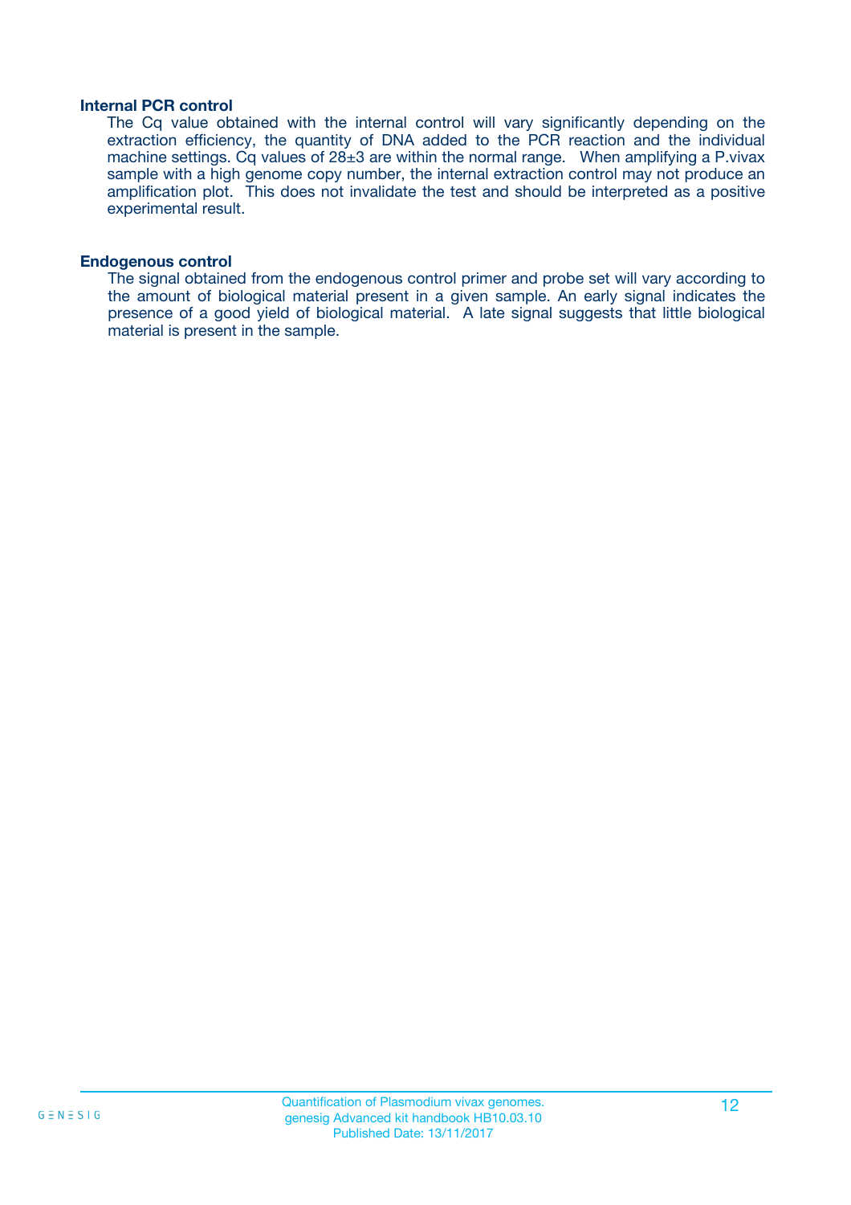### Internal PCR control

The Cq value obtained with the internal control will vary significantly depending on the extraction efficiency, the quantity of DNA added to the PCR reaction and the individual machine settings. Cq values of $28 \pm 3$ are within the normal range. When amplifying a P.vivax sample with a high genome copy number, the internal extraction control may not produce an amplification plot. This does not invalidate the test and should be interpreted as a positive experimental result.

### Endogenous control

The signal obtained from the endogenous control primer and probe set will vary according to the amount of biological material present in a given sample. An early signal indicates the presence of a good yield of biological material. A late signal suggests that little biological material is present in the sample.